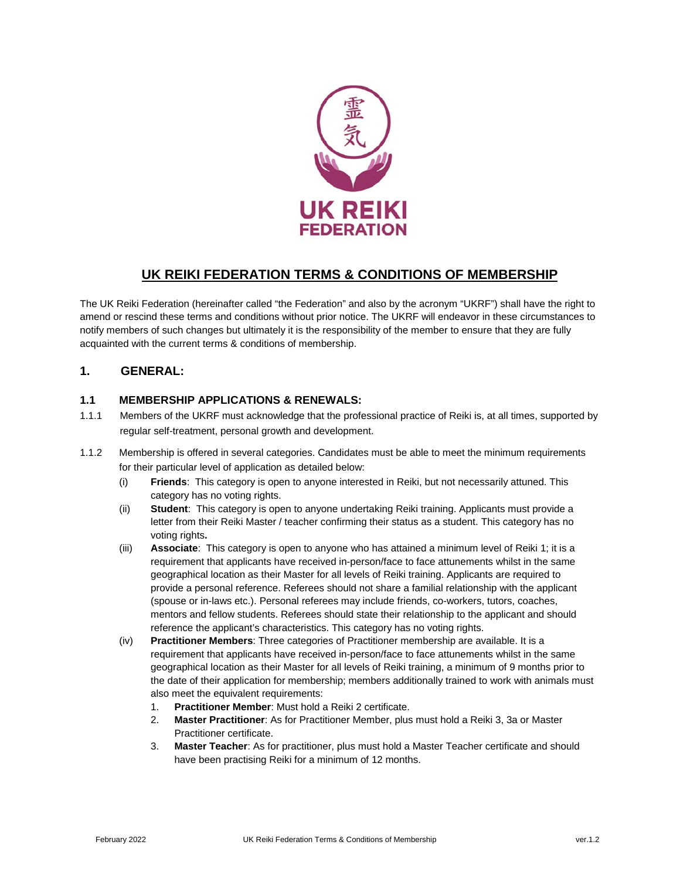# UK REIKI FEDERATION TERMS & CONDITIONS OF MEMBERSHIP

The UK Reiki Federation (hereinafter called "the Federation" and also by the acronym "UKRF") shall have the right to amend or rescind these terms and conditions without prior notice. The UKRF will endeavor in these circumstances to notify members of such changes but ultimately it is the responsibility of the member to ensure that they are fully acquainted with the current terms & conditions of membership.

## 1. GENERAL:

### 1.1 MEMBERSHIP APPLICATIONS & RENEWALS:

1.1.1 Members of the UKRF must acknowledge that the professional practice of Reiki is, at all times, supported by regular self-treatment, personal growth and development.

1.1.2 Membership is offered in several categories. Candidates must be able to meet the minimum requirements for their particular level of application as detailed below:

- (i) **Friends**: This category is open to anyone interested in Reiki, but not necessarily attuned. This category has no voting rights.
- (ii) **Student**: This category is open to anyone undertaking Reiki training. Applicants must provide a letter from their Reiki Master / teacher confirming their status as a student. This category has no voting rights**.**
- (iii) **Associate**: This category is open to anyone who has attained a minimum level of Reiki 1; it is a requirement that applicants have received in-person/face to face attunements whilst in the same geographical location as their Master for all levels of Reiki training. Applicants are required to provide a personal reference. Referees should not share a familial relationship with the applicant (spouse or in-laws etc.). Personal referees may include friends, co-workers, tutors, coaches, mentors and fellow students. Referees should state their relationship to the applicant and should reference the applicant's characteristics. This category has no voting rights.
- (iv) **Practitioner Members**: Three categories of Practitioner membership are available. It is a requirement that applicants have received in-person/face to face attunements whilst in the same geographical location as their Master for all levels of Reiki training, a minimum of 9 months prior to the date of their application for membership; members additionally trained to work with animals must also meet the equivalent requirements:
  1. **Practitioner Member**: Must hold a Reiki 2 certificate.
  2. **Master Practitioner**: As for Practitioner Member, plus must hold a Reiki 3, 3a or Master Practitioner certificate.
  3. **Master Teacher**: As for practitioner, plus must hold a Master Teacher certificate and should have been practising Reiki for a minimum of 12 months.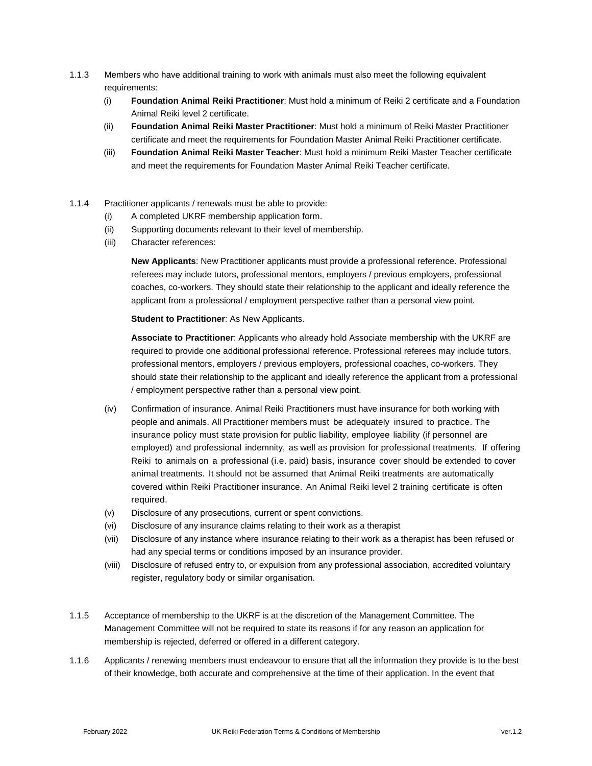1.1.3 Members who have additional training to work with animals must also meet the following equivalent requirements:

(i) **Foundation Animal Reiki Practitioner**: Must hold a minimum of Reiki 2 certificate and a Foundation Animal Reiki level 2 certificate.

(ii) **Foundation Animal Reiki Master Practitioner**: Must hold a minimum of Reiki Master Practitioner certificate and meet the requirements for Foundation Master Animal Reiki Practitioner certificate.

(iii) **Foundation Animal Reiki Master Teacher**: Must hold a minimum Reiki Master Teacher certificate and meet the requirements for Foundation Master Animal Reiki Teacher certificate.

1.1.4 Practitioner applicants / renewals must be able to provide:

(i) A completed UKRF membership application form.

(ii) Supporting documents relevant to their level of membership.

(iii) Character references:

**New Applicants**: New Practitioner applicants must provide a professional reference. Professional referees may include tutors, professional mentors, employers / previous employers, professional coaches, co-workers. They should state their relationship to the applicant and ideally reference the applicant from a professional / employment perspective rather than a personal view point.

**Student to Practitioner**: As New Applicants.

**Associate to Practitioner**: Applicants who already hold Associate membership with the UKRF are required to provide one additional professional reference. Professional referees may include tutors, professional mentors, employers / previous employers, professional coaches, co-workers. They should state their relationship to the applicant and ideally reference the applicant from a professional / employment perspective rather than a personal view point.

(iv) Confirmation of insurance. Animal Reiki Practitioners must have insurance for both working with people and animals. All Practitioner members must be adequately insured to practice. The insurance policy must state provision for public liability, employee liability (if personnel are employed) and professional indemnity, as well as provision for professional treatments. If offering Reiki to animals on a professional (i.e. paid) basis, insurance cover should be extended to cover animal treatments. It should not be assumed that Animal Reiki treatments are automatically covered within Reiki Practitioner insurance. An Animal Reiki level 2 training certificate is often required.

(v) Disclosure of any prosecutions, current or spent convictions.

(vi) Disclosure of any insurance claims relating to their work as a therapist

(vii) Disclosure of any instance where insurance relating to their work as a therapist has been refused or had any special terms or conditions imposed by an insurance provider.

(viii) Disclosure of refused entry to, or expulsion from any professional association, accredited voluntary register, regulatory body or similar organisation.

1.1.5 Acceptance of membership to the UKRF is at the discretion of the Management Committee. The Management Committee will not be required to state its reasons if for any reason an application for membership is rejected, deferred or offered in a different category.

1.1.6 Applicants / renewing members must endeavour to ensure that all the information they provide is to the best of their knowledge, both accurate and comprehensive at the time of their application. In the event that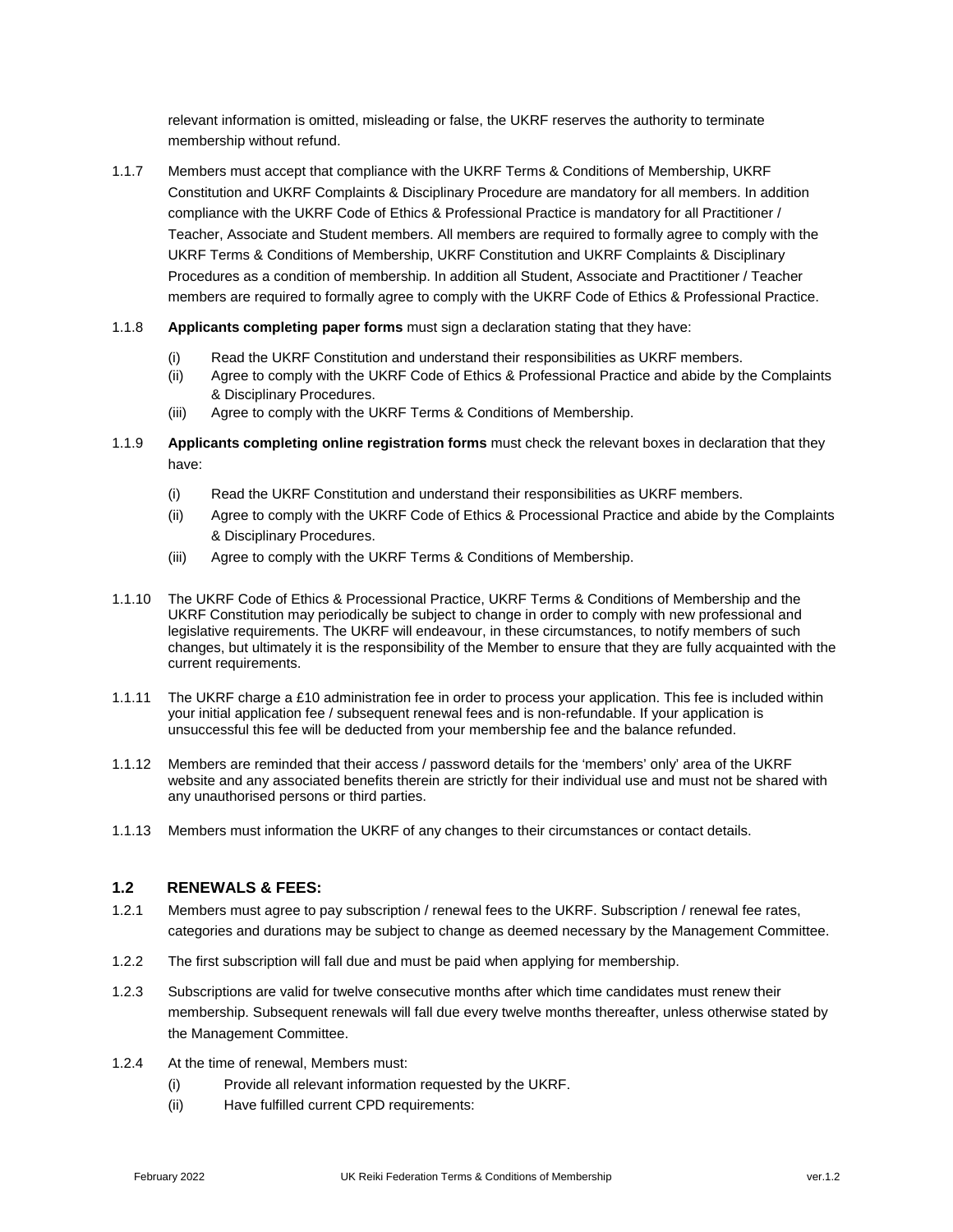relevant information is omitted, misleading or false, the UKRF reserves the authority to terminate membership without refund.

1.1.7 Members must accept that compliance with the UKRF Terms & Conditions of Membership, UKRF Constitution and UKRF Complaints & Disciplinary Procedure are mandatory for all members. In addition compliance with the UKRF Code of Ethics & Professional Practice is mandatory for all Practitioner / Teacher, Associate and Student members. All members are required to formally agree to comply with the UKRF Terms & Conditions of Membership, UKRF Constitution and UKRF Complaints & Disciplinary Procedures as a condition of membership. In addition all Student, Associate and Practitioner / Teacher members are required to formally agree to comply with the UKRF Code of Ethics & Professional Practice.

1.1.8 **Applicants completing paper forms** must sign a declaration stating that they have:

- (i) Read the UKRF Constitution and understand their responsibilities as UKRF members.
- (ii) Agree to comply with the UKRF Code of Ethics & Professional Practice and abide by the Complaints & Disciplinary Procedures.
- (iii) Agree to comply with the UKRF Terms & Conditions of Membership.

1.1.9 **Applicants completing online registration forms** must check the relevant boxes in declaration that they have:

- (i) Read the UKRF Constitution and understand their responsibilities as UKRF members.
- (ii) Agree to comply with the UKRF Code of Ethics & Processional Practice and abide by the Complaints & Disciplinary Procedures.
- (iii) Agree to comply with the UKRF Terms & Conditions of Membership.

1.1.10 The UKRF Code of Ethics & Processional Practice, UKRF Terms & Conditions of Membership and the UKRF Constitution may periodically be subject to change in order to comply with new professional and legislative requirements. The UKRF will endeavour, in these circumstances, to notify members of such changes, but ultimately it is the responsibility of the Member to ensure that they are fully acquainted with the current requirements.

1.1.11 The UKRF charge a £10 administration fee in order to process your application. This fee is included within your initial application fee / subsequent renewal fees and is non-refundable. If your application is unsuccessful this fee will be deducted from your membership fee and the balance refunded.

1.1.12 Members are reminded that their access / password details for the 'members' only' area of the UKRF website and any associated benefits therein are strictly for their individual use and must not be shared with any unauthorised persons or third parties.

1.1.13 Members must information the UKRF of any changes to their circumstances or contact details.

### 1.2 RENEWALS & FEES:

1.2.1 Members must agree to pay subscription / renewal fees to the UKRF. Subscription / renewal fee rates, categories and durations may be subject to change as deemed necessary by the Management Committee.

1.2.2 The first subscription will fall due and must be paid when applying for membership.

1.2.3 Subscriptions are valid for twelve consecutive months after which time candidates must renew their membership. Subsequent renewals will fall due every twelve months thereafter, unless otherwise stated by the Management Committee.

1.2.4 At the time of renewal, Members must:

- (i) Provide all relevant information requested by the UKRF.
- (ii) Have fulfilled current CPD requirements: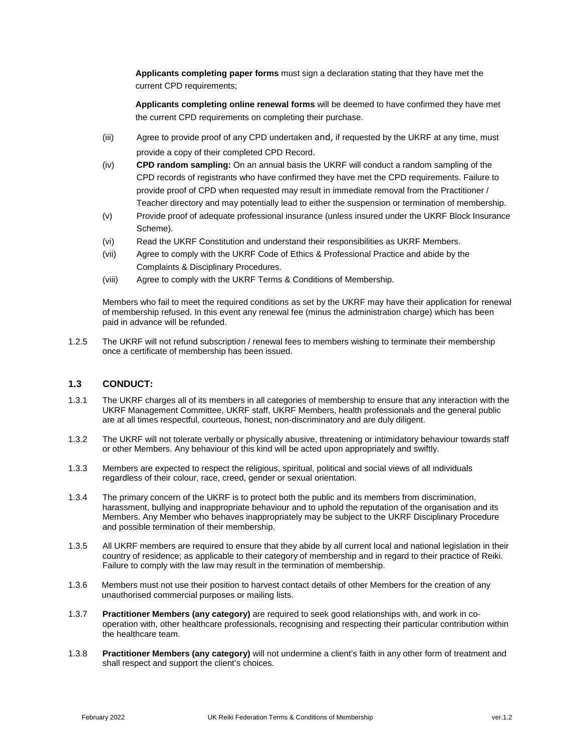**Applicants completing paper forms** must sign a declaration stating that they have met the current CPD requirements;

**Applicants completing online renewal forms** will be deemed to have confirmed they have met the current CPD requirements on completing their purchase.

(iii) Agree to provide proof of any CPD undertaken and, if requested by the UKRF at any time, must provide a copy of their completed CPD Record.

(iv) **CPD random sampling:** On an annual basis the UKRF will conduct a random sampling of the CPD records of registrants who have confirmed they have met the CPD requirements. Failure to provide proof of CPD when requested may result in immediate removal from the Practitioner / Teacher directory and may potentially lead to either the suspension or termination of membership.

(v) Provide proof of adequate professional insurance (unless insured under the UKRF Block Insurance Scheme).

(vi) Read the UKRF Constitution and understand their responsibilities as UKRF Members.

(vii) Agree to comply with the UKRF Code of Ethics & Professional Practice and abide by the Complaints & Disciplinary Procedures.

(viii) Agree to comply with the UKRF Terms & Conditions of Membership.

Members who fail to meet the required conditions as set by the UKRF may have their application for renewal of membership refused. In this event any renewal fee (minus the administration charge) which has been paid in advance will be refunded.

1.2.5 The UKRF will not refund subscription / renewal fees to members wishing to terminate their membership once a certificate of membership has been issued.

### 1.3 CONDUCT:

1.3.1 The UKRF charges all of its members in all categories of membership to ensure that any interaction with the UKRF Management Committee, UKRF staff, UKRF Members, health professionals and the general public are at all times respectful, courteous, honest, non-discriminatory and are duly diligent.

1.3.2 The UKRF will not tolerate verbally or physically abusive, threatening or intimidatory behaviour towards staff or other Members. Any behaviour of this kind will be acted upon appropriately and swiftly.

1.3.3 Members are expected to respect the religious, spiritual, political and social views of all individuals regardless of their colour, race, creed, gender or sexual orientation.

1.3.4 The primary concern of the UKRF is to protect both the public and its members from discrimination, harassment, bullying and inappropriate behaviour and to uphold the reputation of the organisation and its Members. Any Member who behaves inappropriately may be subject to the UKRF Disciplinary Procedure and possible termination of their membership.

1.3.5 All UKRF members are required to ensure that they abide by all current local and national legislation in their country of residence; as applicable to their category of membership and in regard to their practice of Reiki. Failure to comply with the law may result in the termination of membership.

1.3.6 Members must not use their position to harvest contact details of other Members for the creation of any unauthorised commercial purposes or mailing lists.

1.3.7 **Practitioner Members (any category)** are required to seek good relationships with, and work in co-operation with, other healthcare professionals, recognising and respecting their particular contribution within the healthcare team.

1.3.8 **Practitioner Members (any category)** will not undermine a client's faith in any other form of treatment and shall respect and support the client's choices.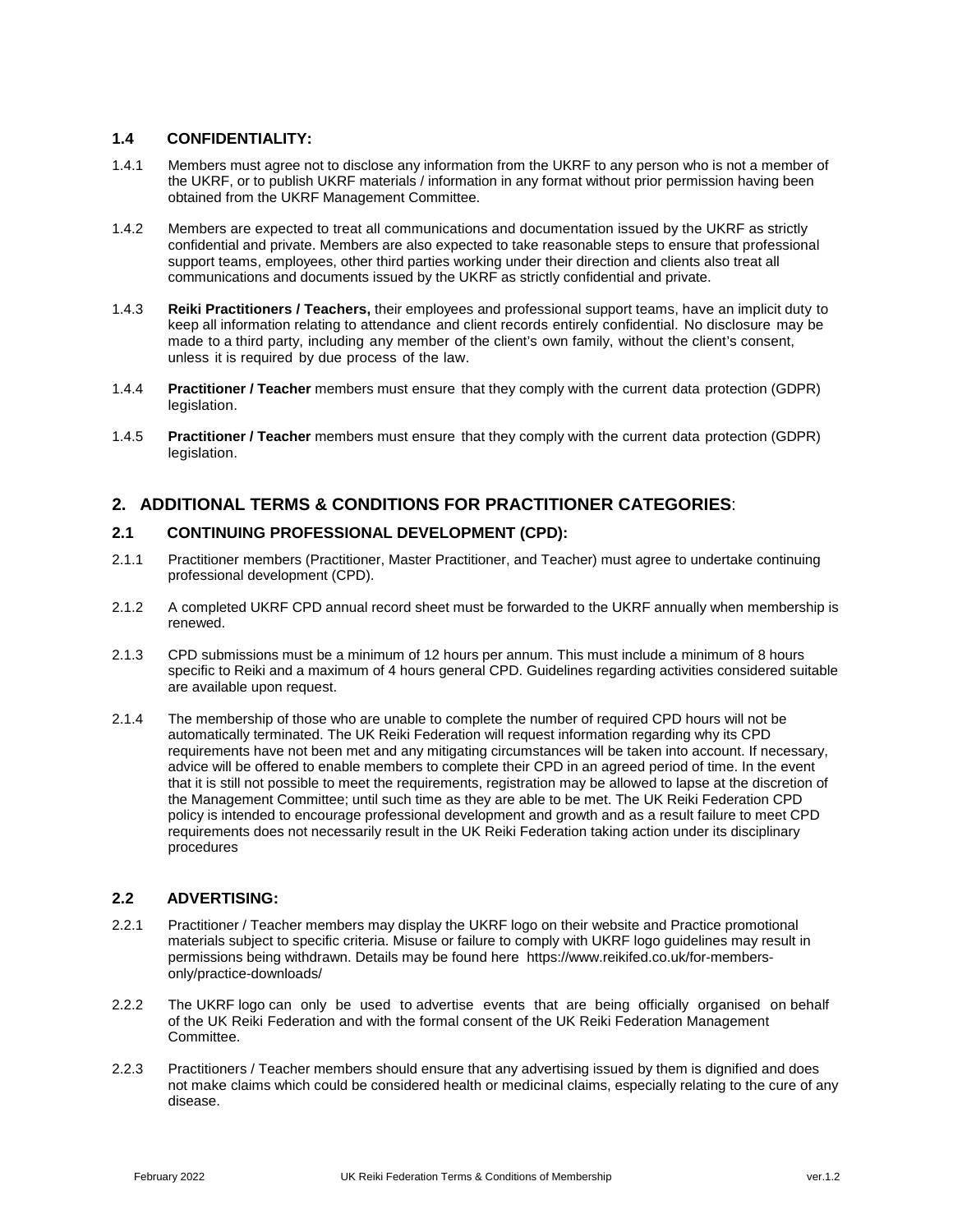### 1.4 CONFIDENTIALITY:

1.4.1 Members must agree not to disclose any information from the UKRF to any person who is not a member of the UKRF, or to publish UKRF materials / information in any format without prior permission having been obtained from the UKRF Management Committee.

1.4.2 Members are expected to treat all communications and documentation issued by the UKRF as strictly confidential and private. Members are also expected to take reasonable steps to ensure that professional support teams, employees, other third parties working under their direction and clients also treat all communications and documents issued by the UKRF as strictly confidential and private.

1.4.3 **Reiki Practitioners / Teachers,** their employees and professional support teams, have an implicit duty to keep all information relating to attendance and client records entirely confidential. No disclosure may be made to a third party, including any member of the client's own family, without the client's consent, unless it is required by due process of the law.

1.4.4 **Practitioner / Teacher** members must ensure that they comply with the current data protection (GDPR) legislation.

1.4.5 **Practitioner / Teacher** members must ensure that they comply with the current data protection (GDPR) legislation.

## 2. ADDITIONAL TERMS & CONDITIONS FOR PRACTITIONER CATEGORIES:

### 2.1 CONTINUING PROFESSIONAL DEVELOPMENT (CPD):

2.1.1 Practitioner members (Practitioner, Master Practitioner, and Teacher) must agree to undertake continuing professional development (CPD).

2.1.2 A completed UKRF CPD annual record sheet must be forwarded to the UKRF annually when membership is renewed.

2.1.3 CPD submissions must be a minimum of 12 hours per annum. This must include a minimum of 8 hours specific to Reiki and a maximum of 4 hours general CPD. Guidelines regarding activities considered suitable are available upon request.

2.1.4 The membership of those who are unable to complete the number of required CPD hours will not be automatically terminated. The UK Reiki Federation will request information regarding why its CPD requirements have not been met and any mitigating circumstances will be taken into account. If necessary, advice will be offered to enable members to complete their CPD in an agreed period of time. In the event that it is still not possible to meet the requirements, registration may be allowed to lapse at the discretion of the Management Committee; until such time as they are able to be met. The UK Reiki Federation CPD policy is intended to encourage professional development and growth and as a result failure to meet CPD requirements does not necessarily result in the UK Reiki Federation taking action under its disciplinary procedures

### 2.2 ADVERTISING:

2.2.1 Practitioner / Teacher members may display the UKRF logo on their website and Practice promotional materials subject to specific criteria. Misuse or failure to comply with UKRF logo guidelines may result in permissions being withdrawn. Details may be found here https://www.reikifed.co.uk/for-members-only/practice-downloads/

2.2.2 The UKRF logo can only be used to advertise events that are being officially organised on behalf of the UK Reiki Federation and with the formal consent of the UK Reiki Federation Management Committee.

2.2.3 Practitioners / Teacher members should ensure that any advertising issued by them is dignified and does not make claims which could be considered health or medicinal claims, especially relating to the cure of any disease.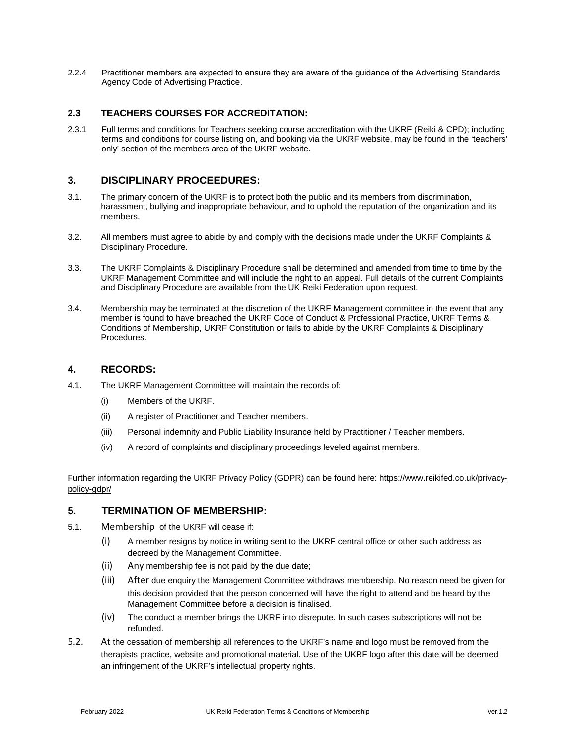2.2.4 Practitioner members are expected to ensure they are aware of the guidance of the Advertising Standards Agency Code of Advertising Practice.

### 2.3 TEACHERS COURSES FOR ACCREDITATION:

2.3.1 Full terms and conditions for Teachers seeking course accreditation with the UKRF (Reiki & CPD); including terms and conditions for course listing on, and booking via the UKRF website, may be found in the 'teachers' only' section of the members area of the UKRF website.

## 3. DISCIPLINARY PROCEEDURES:

3.1. The primary concern of the UKRF is to protect both the public and its members from discrimination, harassment, bullying and inappropriate behaviour, and to uphold the reputation of the organization and its members.

3.2. All members must agree to abide by and comply with the decisions made under the UKRF Complaints & Disciplinary Procedure.

3.3. The UKRF Complaints & Disciplinary Procedure shall be determined and amended from time to time by the UKRF Management Committee and will include the right to an appeal. Full details of the current Complaints and Disciplinary Procedure are available from the UK Reiki Federation upon request.

3.4. Membership may be terminated at the discretion of the UKRF Management committee in the event that any member is found to have breached the UKRF Code of Conduct & Professional Practice, UKRF Terms & Conditions of Membership, UKRF Constitution or fails to abide by the UKRF Complaints & Disciplinary Procedures.

## 4. RECORDS:

4.1. The UKRF Management Committee will maintain the records of:

(i) Members of the UKRF.

(ii) A register of Practitioner and Teacher members.

(iii) Personal indemnity and Public Liability Insurance held by Practitioner / Teacher members.

(iv) A record of complaints and disciplinary proceedings leveled against members.

Further information regarding the UKRF Privacy Policy (GDPR) can be found here: https://www.reikifed.co.uk/privacy-policy-gdpr/

## 5. TERMINATION OF MEMBERSHIP:

5.1. Membership of the UKRF will cease if:

(i) A member resigns by notice in writing sent to the UKRF central office or other such address as decreed by the Management Committee.

(ii) Any membership fee is not paid by the due date;

(iii) After due enquiry the Management Committee withdraws membership. No reason need be given for this decision provided that the person concerned will have the right to attend and be heard by the Management Committee before a decision is finalised.

(iv) The conduct a member brings the UKRF into disrepute. In such cases subscriptions will not be refunded.

5.2. At the cessation of membership all references to the UKRF's name and logo must be removed from the therapists practice, website and promotional material. Use of the UKRF logo after this date will be deemed an infringement of the UKRF's intellectual property rights.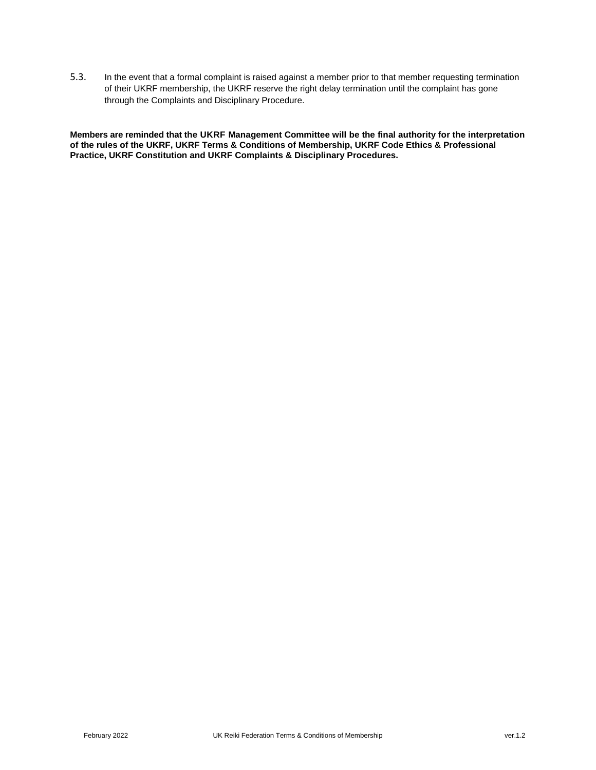5.3. In the event that a formal complaint is raised against a member prior to that member requesting termination of their UKRF membership, the UKRF reserve the right delay termination until the complaint has gone through the Complaints and Disciplinary Procedure.

**Members are reminded that the UKRF Management Committee will be the final authority for the interpretation of the rules of the UKRF, UKRF Terms & Conditions of Membership, UKRF Code Ethics & Professional Practice, UKRF Constitution and UKRF Complaints & Disciplinary Procedures.**